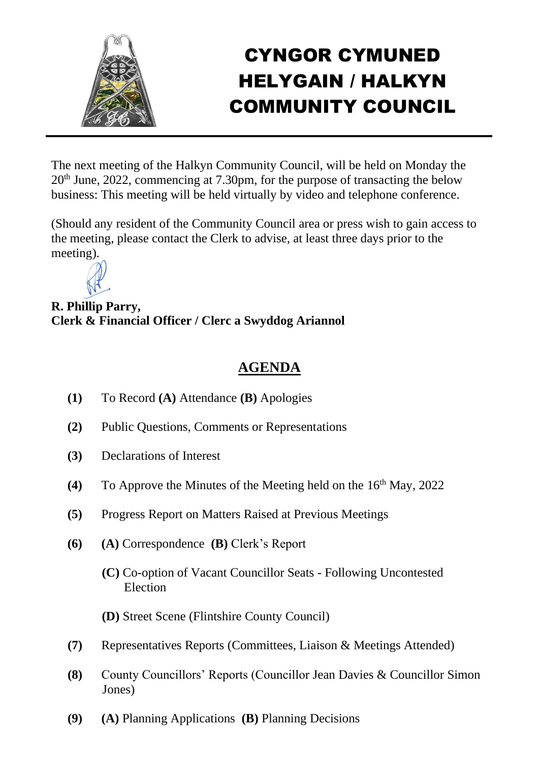# CYNGOR CYMUNED HELYGAIN / HALKYN COMMUNITY COUNCIL

The next meeting of the Halkyn Community Council, will be held on Monday the 20th June, 2022, commencing at 7.30pm, for the purpose of transacting the below business: This meeting will be held virtually by video and telephone conference.

(Should any resident of the Community Council area or press wish to gain access to the meeting, please contact the Clerk to advise, at least three days prior to the meeting).

**R. Phillip Parry,**
**Clerk & Financial Officer / Clerc a Swyddog Ariannol**

## AGENDA

**(1)** To Record **(A)** Attendance **(B)** Apologies

**(2)** Public Questions, Comments or Representations

**(3)** Declarations of Interest

**(4)** To Approve the Minutes of the Meeting held on the 16th May, 2022

**(5)** Progress Report on Matters Raised at Previous Meetings

**(6)** **(A)** Correspondence **(B)** Clerk's Report

**(C)** Co-option of Vacant Councillor Seats - Following Uncontested Election

**(D)** Street Scene (Flintshire County Council)

**(7)** Representatives Reports (Committees, Liaison & Meetings Attended)

**(8)** County Councillors' Reports (Councillor Jean Davies & Councillor Simon Jones)

**(9)** **(A)** Planning Applications **(B)** Planning Decisions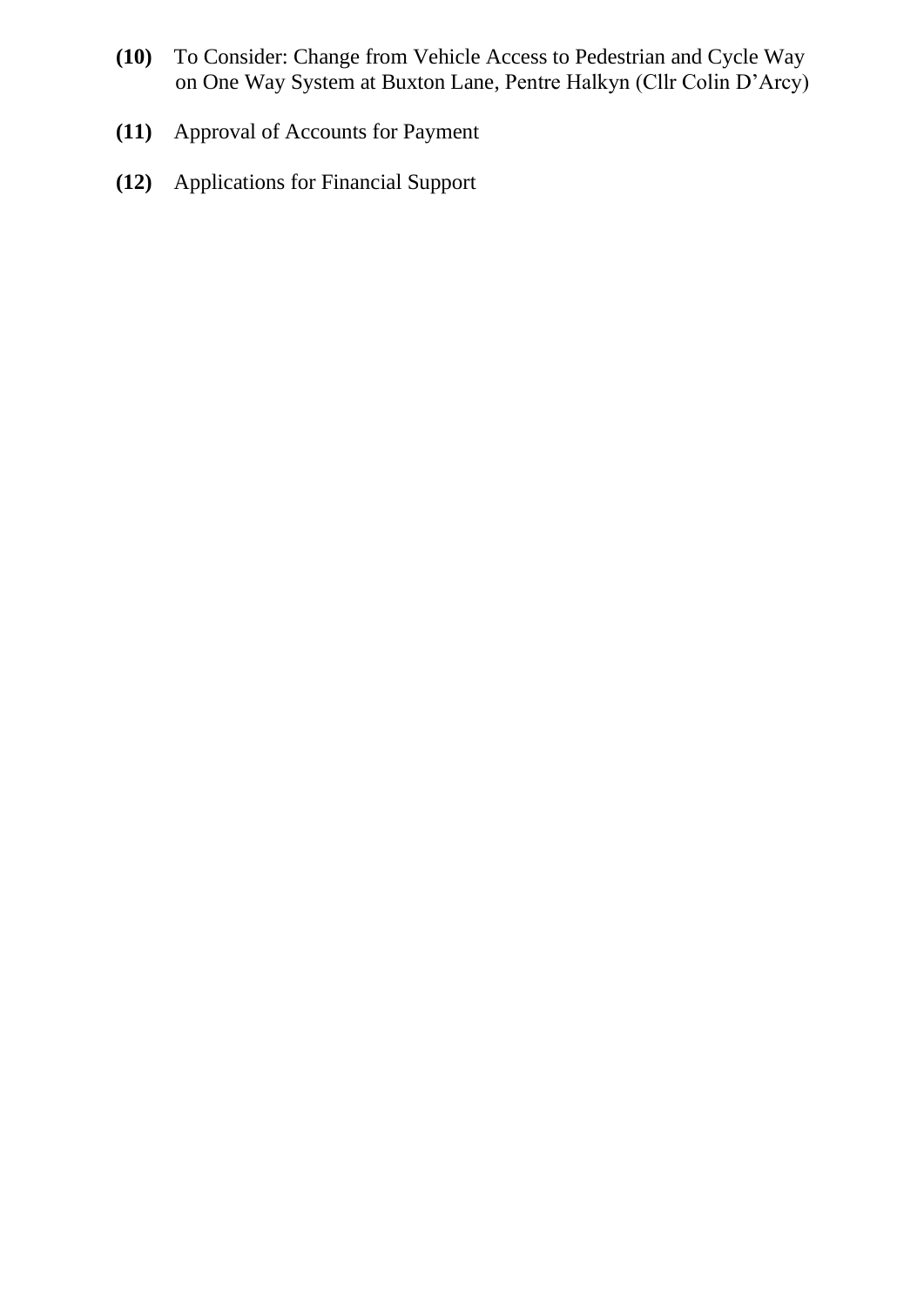**(10)** To Consider: Change from Vehicle Access to Pedestrian and Cycle Way on One Way System at Buxton Lane, Pentre Halkyn (Cllr Colin D'Arcy)

**(11)** Approval of Accounts for Payment

**(12)** Applications for Financial Support